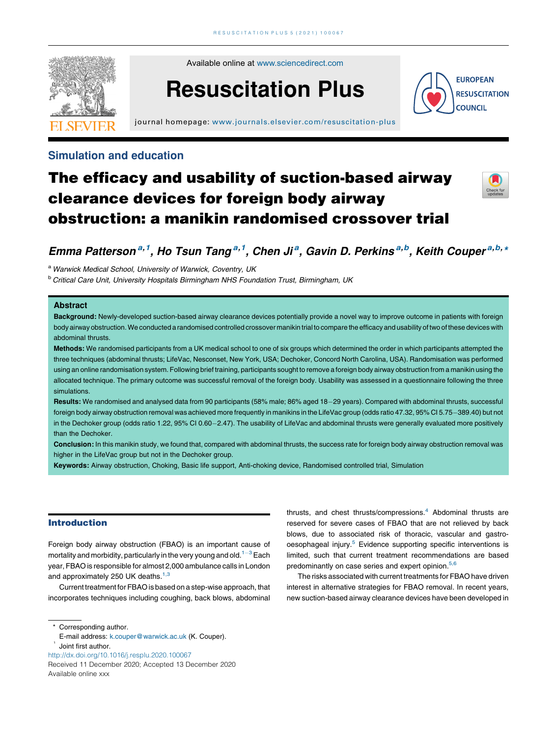Simulation and education

# The efficacy and usability of suction-based airway clearance devices for foreign body airway obstruction: a manikin randomised crossover trial

*Emma Patterson*[a,1], *Ho Tsun Tang*[a,1], *Chen Ji*[a], *Gavin D. Perkins*[a,b], *Keith Couper*[a,b,*]

[a] Warwick Medical School, University of Warwick, Coventry, UK

[b] Critical Care Unit, University Hospitals Birmingham NHS Foundation Trust, Birmingham, UK

## Abstract

**Background:** Newly-developed suction-based airway clearance devices potentially provide a novel way to improve outcome in patients with foreign body airway obstruction. We conducted a randomised controlled crossover manikin trial to compare the efficacy and usability of two of these devices with abdominal thrusts.

**Methods:** We randomised participants from a UK medical school to one of six groups which determined the order in which participants attempted the three techniques (abdominal thrusts; LifeVac, Nesconset, New York, USA; Dechoker, Concord North Carolina, USA). Randomisation was performed using an online randomisation system. Following brief training, participants sought to remove a foreign body airway obstruction from a manikin using the allocated technique. The primary outcome was successful removal of the foreign body. Usability was assessed in a questionnaire following the three simulations.

**Results:** We randomised and analysed data from 90 participants (58% male; 86% aged 18–29 years). Compared with abdominal thrusts, successful foreign body airway obstruction removal was achieved more frequently in manikins in the LifeVac group (odds ratio 47.32, 95% CI 5.75–389.40) but not in the Dechoker group (odds ratio 1.22, 95% CI 0.60–2.47). The usability of LifeVac and abdominal thrusts were generally evaluated more positively than the Dechoker.

**Conclusion:** In this manikin study, we found that, compared with abdominal thrusts, the success rate for foreign body airway obstruction removal was higher in the LifeVac group but not in the Dechoker group.

**Keywords:** Airway obstruction, Choking, Basic life support, Anti-choking device, Randomised controlled trial, Simulation

## Introduction

Foreign body airway obstruction (FBAO) is an important cause of mortality and morbidity, particularly in the very young and old.[1–3] Each year, FBAO is responsible for almost 2,000 ambulance calls in London and approximately 250 UK deaths.[1,3]

Current treatment for FBAO is based on a step-wise approach, that incorporates techniques including coughing, back blows, abdominal thrusts, and chest thrusts/compressions.[4] Abdominal thrusts are reserved for severe cases of FBAO that are not relieved by back blows, due to associated risk of thoracic, vascular and gastro-oesophageal injury.[5] Evidence supporting specific interventions is limited, such that current treatment recommendations are based predominantly on case series and expert opinion.[5,6]

The risks associated with current treatments for FBAO have driven interest in alternative strategies for FBAO removal. In recent years, new suction-based airway clearance devices have been developed in

* Corresponding author.
E-mail address: k.couper@warwick.ac.uk (K. Couper).

[1] Joint first author.

http://dx.doi.org/10.1016/j.resplu.2020.100067

Received 11 December 2020; Accepted 13 December 2020

Available online xxx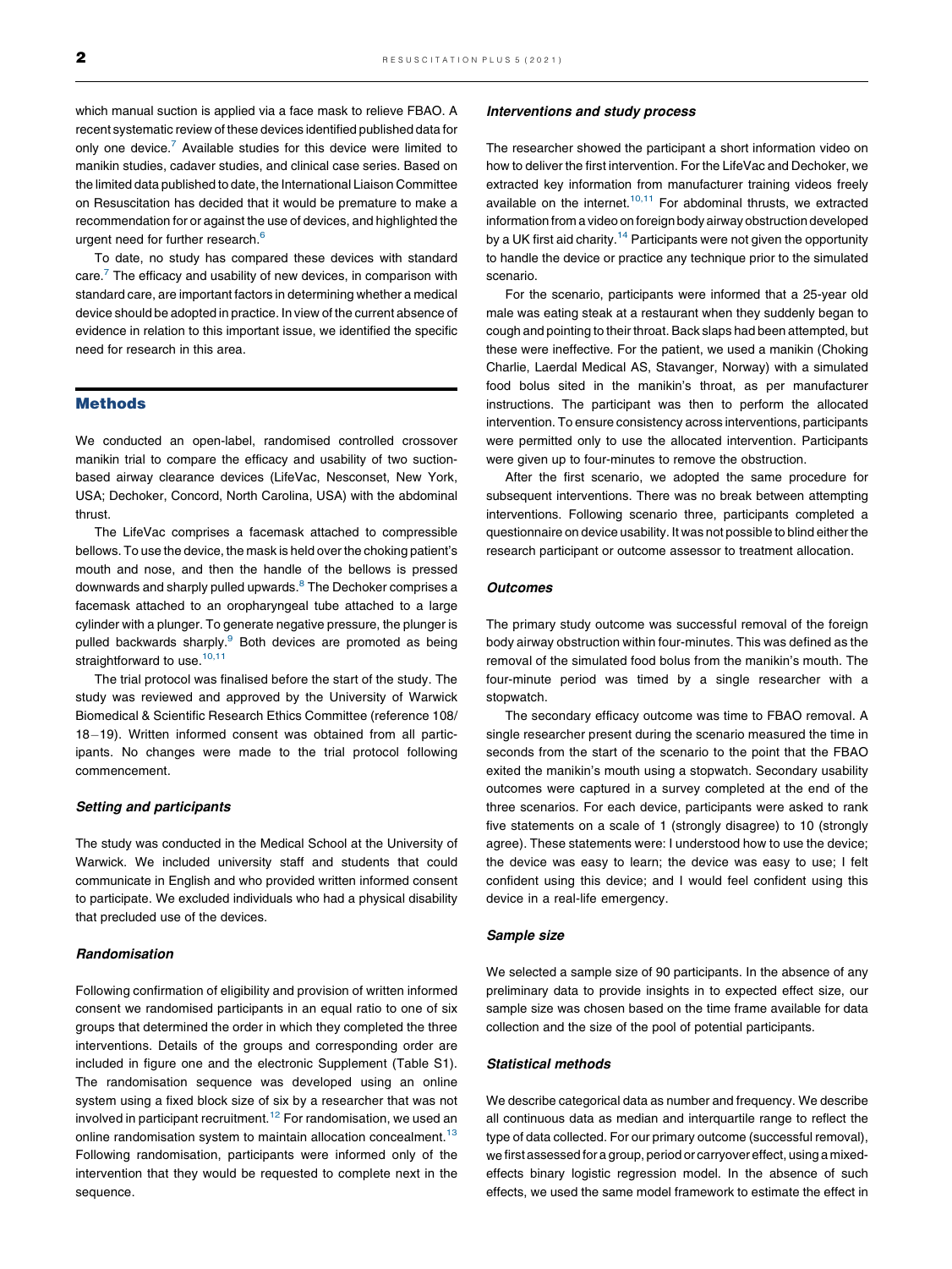which manual suction is applied via a face mask to relieve FBAO. A recent systematic review of these devices identified published data for only one device.[7] Available studies for this device were limited to manikin studies, cadaver studies, and clinical case series. Based on the limited data published to date, the International Liaison Committee on Resuscitation has decided that it would be premature to make a recommendation for or against the use of devices, and highlighted the urgent need for further research.[6]

To date, no study has compared these devices with standard care.[7] The efficacy and usability of new devices, in comparison with standard care, are important factors in determining whether a medical device should be adopted in practice. In view of the current absence of evidence in relation to this important issue, we identified the specific need for research in this area.

## Methods

We conducted an open-label, randomised controlled crossover manikin trial to compare the efficacy and usability of two suction-based airway clearance devices (LifeVac, Nesconset, New York, USA; Dechoker, Concord, North Carolina, USA) with the abdominal thrust.

The LifeVac comprises a facemask attached to compressible bellows. To use the device, the mask is held over the choking patient's mouth and nose, and then the handle of the bellows is pressed downwards and sharply pulled upwards.[8] The Dechoker comprises a facemask attached to an oropharyngeal tube attached to a large cylinder with a plunger. To generate negative pressure, the plunger is pulled backwards sharply.[9] Both devices are promoted as being straightforward to use.[10,11]

The trial protocol was finalised before the start of the study. The study was reviewed and approved by the University of Warwick Biomedical & Scientific Research Ethics Committee (reference 108/18–19). Written informed consent was obtained from all participants. No changes were made to the trial protocol following commencement.

### Setting and participants

The study was conducted in the Medical School at the University of Warwick. We included university staff and students that could communicate in English and who provided written informed consent to participate. We excluded individuals who had a physical disability that precluded use of the devices.

### Randomisation

Following confirmation of eligibility and provision of written informed consent we randomised participants in an equal ratio to one of six groups that determined the order in which they completed the three interventions. Details of the groups and corresponding order are included in figure one and the electronic Supplement (Table S1). The randomisation sequence was developed using an online system using a fixed block size of six by a researcher that was not involved in participant recruitment.[12] For randomisation, we used an online randomisation system to maintain allocation concealment.[13] Following randomisation, participants were informed only of the intervention that they would be requested to complete next in the sequence.

### Interventions and study process

The researcher showed the participant a short information video on how to deliver the first intervention. For the LifeVac and Dechoker, we extracted key information from manufacturer training videos freely available on the internet.[10,11] For abdominal thrusts, we extracted information from a video on foreign body airway obstruction developed by a UK first aid charity.[14] Participants were not given the opportunity to handle the device or practice any technique prior to the simulated scenario.

For the scenario, participants were informed that a 25-year old male was eating steak at a restaurant when they suddenly began to cough and pointing to their throat. Back slaps had been attempted, but these were ineffective. For the patient, we used a manikin (Choking Charlie, Laerdal Medical AS, Stavanger, Norway) with a simulated food bolus sited in the manikin's throat, as per manufacturer instructions. The participant was then to perform the allocated intervention. To ensure consistency across interventions, participants were permitted only to use the allocated intervention. Participants were given up to four-minutes to remove the obstruction.

After the first scenario, we adopted the same procedure for subsequent interventions. There was no break between attempting interventions. Following scenario three, participants completed a questionnaire on device usability. It was not possible to blind either the research participant or outcome assessor to treatment allocation.

### Outcomes

The primary study outcome was successful removal of the foreign body airway obstruction within four-minutes. This was defined as the removal of the simulated food bolus from the manikin's mouth. The four-minute period was timed by a single researcher with a stopwatch.

The secondary efficacy outcome was time to FBAO removal. A single researcher present during the scenario measured the time in seconds from the start of the scenario to the point that the FBAO exited the manikin's mouth using a stopwatch. Secondary usability outcomes were captured in a survey completed at the end of the three scenarios. For each device, participants were asked to rank five statements on a scale of 1 (strongly disagree) to 10 (strongly agree). These statements were: I understood how to use the device; the device was easy to learn; the device was easy to use; I felt confident using this device; and I would feel confident using this device in a real-life emergency.

### Sample size

We selected a sample size of 90 participants. In the absence of any preliminary data to provide insights in to expected effect size, our sample size was chosen based on the time frame available for data collection and the size of the pool of potential participants.

### Statistical methods

We describe categorical data as number and frequency. We describe all continuous data as median and interquartile range to reflect the type of data collected. For our primary outcome (successful removal), we first assessed for a group, period or carryover effect, using a mixed-effects binary logistic regression model. In the absence of such effects, we used the same model framework to estimate the effect in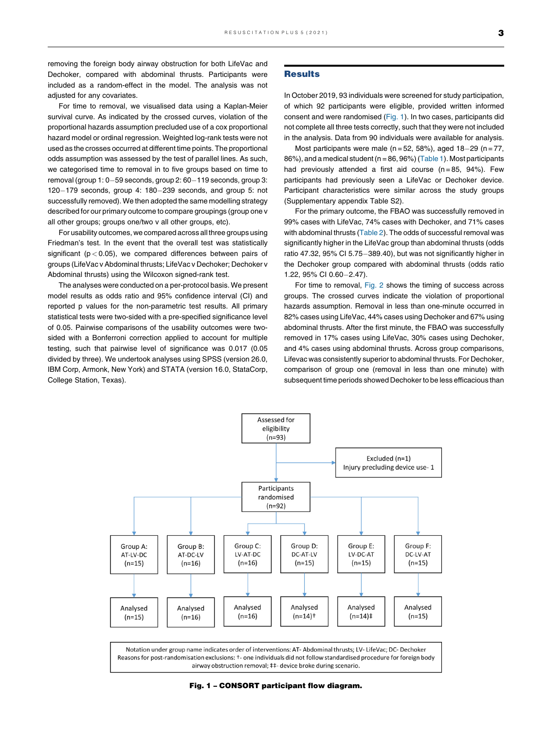removing the foreign body airway obstruction for both LifeVac and Dechoker, compared with abdominal thrusts. Participants were included as a random-effect in the model. The analysis was not adjusted for any covariates.

For time to removal, we visualised data using a Kaplan-Meier survival curve. As indicated by the crossed curves, violation of the proportional hazards assumption precluded use of a cox proportional hazard model or ordinal regression. Weighted log-rank tests were not used as the crosses occurred at different time points. The proportional odds assumption was assessed by the test of parallel lines. As such, we categorised time to removal in to five groups based on time to removal (group 1: 0–59 seconds, group 2: 60–119 seconds, group 3: 120–179 seconds, group 4: 180–239 seconds, and group 5: not successfully removed). We then adopted the same modelling strategy described for our primary outcome to compare groupings (group one v all other groups; groups one/two v all other groups, etc).

For usability outcomes, we compared across all three groups using Friedman's test. In the event that the overall test was statistically significant ($p < 0.05$), we compared differences between pairs of groups (LifeVac v Abdominal thrusts; LifeVac v Dechoker; Dechoker v Abdominal thrusts) using the Wilcoxon signed-rank test.

The analyses were conducted on a per-protocol basis. We present model results as odds ratio and 95% confidence interval (CI) and reported p values for the non-parametric test results. All primary statistical tests were two-sided with a pre-specified significance level of 0.05. Pairwise comparisons of the usability outcomes were two-sided with a Bonferroni correction applied to account for multiple testing, such that pairwise level of significance was 0.017 (0.05 divided by three). We undertook analyses using SPSS (version 26.0, IBM Corp, Armonk, New York) and STATA (version 16.0, StataCorp, College Station, Texas).

## Results

In October 2019, 93 individuals were screened for study participation, of which 92 participants were eligible, provided written informed consent and were randomised (Fig. 1). In two cases, participants did not complete all three tests correctly, such that they were not included in the analysis. Data from 90 individuals were available for analysis.

Most participants were male (n = 52, 58%), aged 18–29 (n = 77, 86%), and a medical student (n = 86, 96%) (Table 1). Most participants had previously attended a first aid course (n = 85, 94%). Few participants had previously seen a LifeVac or Dechoker device. Participant characteristics were similar across the study groups (Supplementary appendix Table S2).

For the primary outcome, the FBAO was successfully removed in 99% cases with LifeVac, 74% cases with Dechoker, and 71% cases with abdominal thrusts (Table 2). The odds of successful removal was significantly higher in the LifeVac group than abdominal thrusts (odds ratio 47.32, 95% CI 5.75–389.40), but was not significantly higher in the Dechoker group compared with abdominal thrusts (odds ratio 1.22, 95% CI 0.60–2.47).

For time to removal, Fig. 2 shows the timing of success across groups. The crossed curves indicate the violation of proportional hazards assumption. Removal in less than one-minute occurred in 82% cases using LifeVac, 44% cases using Dechoker and 67% using abdominal thrusts. After the first minute, the FBAO was successfully removed in 17% cases using LifeVac, 30% cases using Dechoker, and 4% cases using abdominal thrusts. Across group comparisons, Lifevac was consistently superior to abdominal thrusts. For Dechoker, comparison of group one (removal in less than one minute) with subsequent time periods showed Dechoker to be less efficacious than

Assessed for eligibility (n=93)

Excluded (n=1)
Injury precluding device use- 1

Participants randomised (n=92)

| Group A: AT-LV-DC (n=15) | Group B: AT-DC-LV (n=16) | Group C: LV-AT-DC (n=16) | Group D: DC-AT-LV (n=15) | Group E: LV-DC-AT (n=15) | Group F: DC-LV-AT (n=15) |
|---|---|---|---|---|---|
| Analysed (n=15) | Analysed (n=16) | Analysed (n=16) | Analysed (n=14)† | Analysed (n=14)‡ | Analysed (n=15) |

Notation under group name indicates order of interventions: AT- Abdominal thrusts; LV- LifeVac; DC- Dechoker
Reasons for post-randomisation exclusions: †- one individuals did not follow standardised procedure for foreign body airway obstruction removal; ‡‡- device broke during scenario.

**Fig. 1 – CONSORT participant flow diagram.**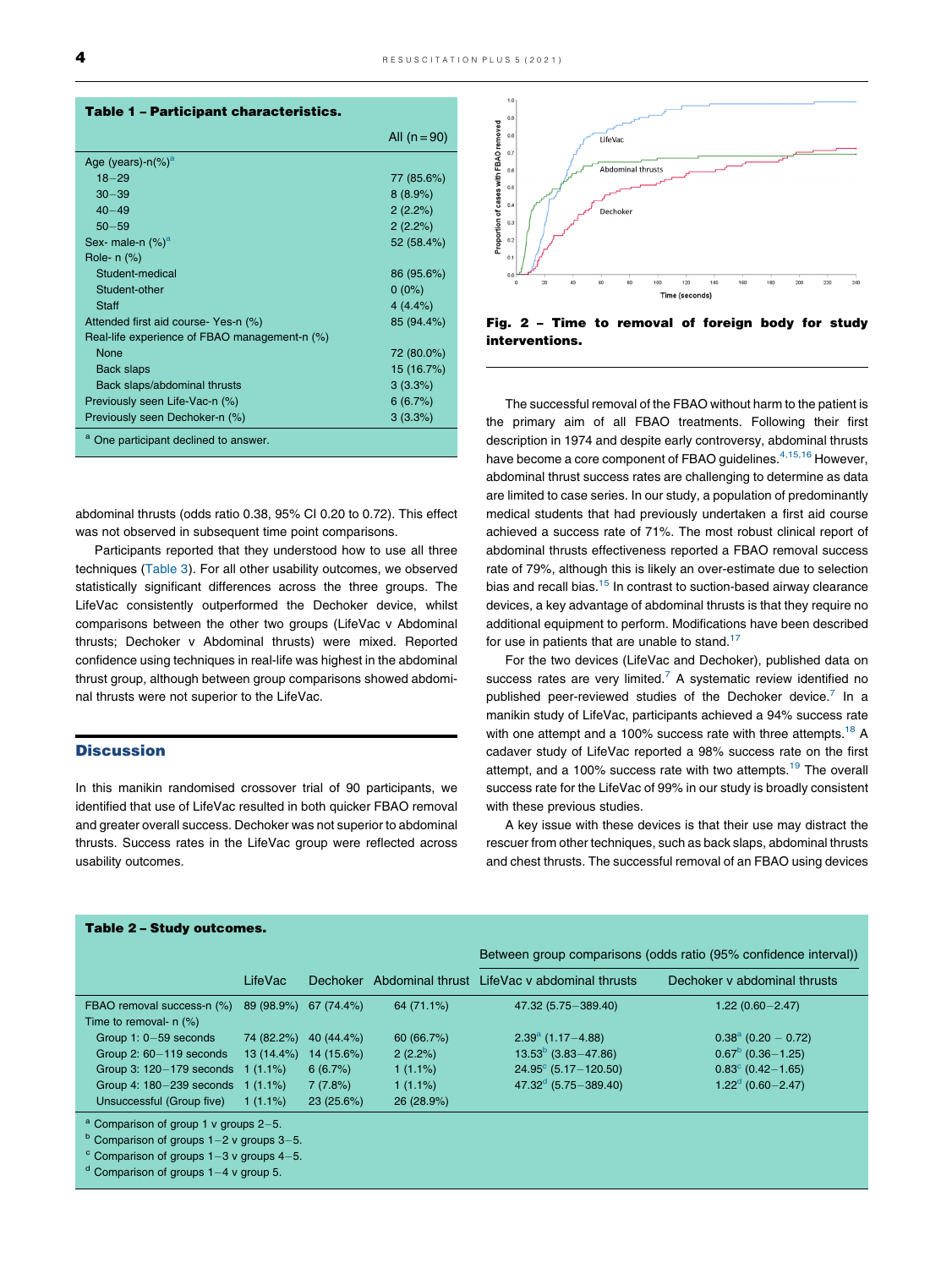**Table 1 – Participant characteristics.**

| | All (n = 90) |
|---|---|
| Age (years)-n(%)[a] | |
| 18–29 | 77 (85.6%) |
| 30–39 | 8 (8.9%) |
| 40–49 | 2 (2.2%) |
| 50–59 | 2 (2.2%) |
| Sex- male-n (%)[a] | 52 (58.4%) |
| Role- n (%) | |
| Student-medical | 86 (95.6%) |
| Student-other | 0 (0%) |
| Staff | 4 (4.4%) |
| Attended first aid course- Yes-n (%) | 85 (94.4%) |
| Real-life experience of FBAO management-n (%) | |
| None | 72 (80.0%) |
| Back slaps | 15 (16.7%) |
| Back slaps/abdominal thrusts | 3 (3.3%) |
| Previously seen Life-Vac-n (%) | 6 (6.7%) |
| Previously seen Dechoker-n (%) | 3 (3.3%) |

[a] One participant declined to answer.

abdominal thrusts (odds ratio 0.38, 95% CI 0.20 to 0.72). This effect was not observed in subsequent time point comparisons.

Participants reported that they understood how to use all three techniques (Table 3). For all other usability outcomes, we observed statistically significant differences across the three groups. The LifeVac consistently outperformed the Dechoker device, whilst comparisons between the other two groups (LifeVac v Abdominal thrusts; Dechoker v Abdominal thrusts) were mixed. Reported confidence using techniques in real-life was highest in the abdominal thrust group, although between group comparisons showed abdominal thrusts were not superior to the LifeVac.

## Discussion

In this manikin randomised crossover trial of 90 participants, we identified that use of LifeVac resulted in both quicker FBAO removal and greater overall success. Dechoker was not superior to abdominal thrusts. Success rates in the LifeVac group were reflected across usability outcomes.

**Fig. 2 – Time to removal of foreign body for study interventions.**

The successful removal of the FBAO without harm to the patient is the primary aim of all FBAO treatments. Following their first description in 1974 and despite early controversy, abdominal thrusts have become a core component of FBAO guidelines.[4,15,16] However, abdominal thrust success rates are challenging to determine as data are limited to case series. In our study, a population of predominantly medical students that had previously undertaken a first aid course achieved a success rate of 71%. The most robust clinical report of abdominal thrusts effectiveness reported a FBAO removal success rate of 79%, although this is likely an over-estimate due to selection bias and recall bias.[15] In contrast to suction-based airway clearance devices, a key advantage of abdominal thrusts is that they require no additional equipment to perform. Modifications have been described for use in patients that are unable to stand.[17]

For the two devices (LifeVac and Dechoker), published data on success rates are very limited.[7] A systematic review identified no published peer-reviewed studies of the Dechoker device.[7] In a manikin study of LifeVac, participants achieved a 94% success rate with one attempt and a 100% success rate with three attempts.[18] A cadaver study of LifeVac reported a 98% success rate on the first attempt, and a 100% success rate with two attempts.[19] The overall success rate for the LifeVac of 99% in our study is broadly consistent with these previous studies.

A key issue with these devices is that their use may distract the rescuer from other techniques, such as back slaps, abdominal thrusts and chest thrusts. The successful removal of an FBAO using devices

**Table 2 – Study outcomes.**

| | LifeVac | Dechoker | Abdominal thrust | Between group comparisons (odds ratio (95% confidence interval)) | |
|---|---|---|---|---|---|
| | | | | LifeVac v abdominal thrusts | Dechoker v abdominal thrusts |
| FBAO removal success-n (%) | 89 (98.9%) | 67 (74.4%) | 64 (71.1%) | 47.32 (5.75–389.40) | 1.22 (0.60–2.47) |
| Time to removal- n (%) | | | | | |
| Group 1: 0–59 seconds | 74 (82.2%) | 40 (44.4%) | 60 (66.7%) | 2.39[a] (1.17–4.88) | 0.38[a] (0.20 – 0.72) |
| Group 2: 60–119 seconds | 13 (14.4%) | 14 (15.6%) | 2 (2.2%) | 13.53[b] (3.83–47.86) | 0.67[b] (0.36–1.25) |
| Group 3: 120–179 seconds | 1 (1.1%) | 6 (6.7%) | 1 (1.1%) | 24.95[c] (5.17–120.50) | 0.83[c] (0.42–1.65) |
| Group 4: 180–239 seconds | 1 (1.1%) | 7 (7.8%) | 1 (1.1%) | 47.32[d] (5.75–389.40) | 1.22[d] (0.60–2.47) |
| Unsuccessful (Group five) | 1 (1.1%) | 23 (25.6%) | 26 (28.9%) | | |

[a] Comparison of group 1 v groups 2–5.
[b] Comparison of groups 1–2 v groups 3–5.
[c] Comparison of groups 1–3 v groups 4–5.
[d] Comparison of groups 1–4 v group 5.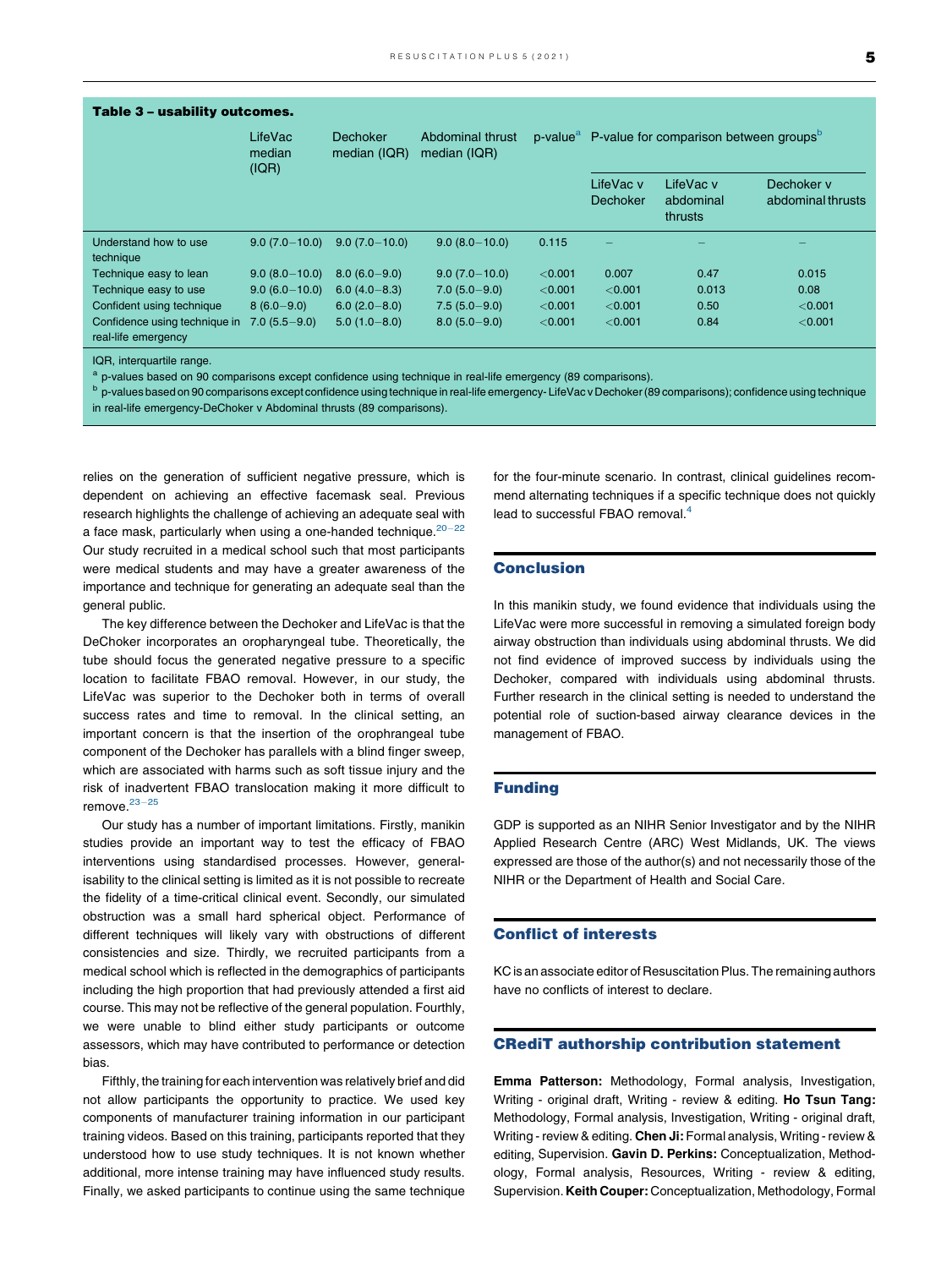**Table 3 – usability outcomes.**

| | LifeVac median (IQR) | Dechoker median (IQR) | Abdominal thrust median (IQR) | p-value[a] | P-value for comparison between groups[b] | | |
|---|---|---|---|---|---|---|---|
| | | | | | LifeVac v Dechoker | LifeVac v abdominal thrusts | Dechoker v abdominal thrusts |
| Understand how to use technique | 9.0 (7.0−10.0) | 9.0 (7.0−10.0) | 9.0 (8.0−10.0) | 0.115 | – | – | – |
| Technique easy to lean | 9.0 (8.0−10.0) | 8.0 (6.0−9.0) | 9.0 (7.0−10.0) | <0.001 | 0.007 | 0.47 | 0.015 |
| Technique easy to use | 9.0 (6.0−10.0) | 6.0 (4.0−8.3) | 7.0 (5.0−9.0) | <0.001 | <0.001 | 0.013 | 0.08 |
| Confident using technique | 8 (6.0−9.0) | 6.0 (2.0−8.0) | 7.5 (5.0−9.0) | <0.001 | <0.001 | 0.50 | <0.001 |
| Confidence using technique in real-life emergency | 7.0 (5.5−9.0) | 5.0 (1.0−8.0) | 8.0 (5.0−9.0) | <0.001 | <0.001 | 0.84 | <0.001 |

IQR, interquartile range.

[a] p-values based on 90 comparisons except confidence using technique in real-life emergency (89 comparisons).

[b] p-values based on 90 comparisons except confidence using technique in real-life emergency- LifeVac v Dechoker (89 comparisons); confidence using technique in real-life emergency-DeChoker v Abdominal thrusts (89 comparisons).

relies on the generation of sufficient negative pressure, which is dependent on achieving an effective facemask seal. Previous research highlights the challenge of achieving an adequate seal with a face mask, particularly when using a one-handed technique.[20−22] Our study recruited in a medical school such that most participants were medical students and may have a greater awareness of the importance and technique for generating an adequate seal than the general public.

The key difference between the Dechoker and LifeVac is that the DeChoker incorporates an oropharyngeal tube. Theoretically, the tube should focus the generated negative pressure to a specific location to facilitate FBAO removal. However, in our study, the LifeVac was superior to the Dechoker both in terms of overall success rates and time to removal. In the clinical setting, an important concern is that the insertion of the orophrangeal tube component of the Dechoker has parallels with a blind finger sweep, which are associated with harms such as soft tissue injury and the risk of inadvertent FBAO translocation making it more difficult to remove.[23−25]

Our study has a number of important limitations. Firstly, manikin studies provide an important way to test the efficacy of FBAO interventions using standardised processes. However, generalisability to the clinical setting is limited as it is not possible to recreate the fidelity of a time-critical clinical event. Secondly, our simulated obstruction was a small hard spherical object. Performance of different techniques will likely vary with obstructions of different consistencies and size. Thirdly, we recruited participants from a medical school which is reflected in the demographics of participants including the high proportion that had previously attended a first aid course. This may not be reflective of the general population. Fourthly, we were unable to blind either study participants or outcome assessors, which may have contributed to performance or detection bias.

Fifthly, the training for each intervention was relatively brief and did not allow participants the opportunity to practice. We used key components of manufacturer training information in our participant training videos. Based on this training, participants reported that they understood how to use study techniques. It is not known whether additional, more intense training may have influenced study results. Finally, we asked participants to continue using the same technique for the four-minute scenario. In contrast, clinical guidelines recommend alternating techniques if a specific technique does not quickly lead to successful FBAO removal.[4]

## Conclusion

In this manikin study, we found evidence that individuals using the LifeVac were more successful in removing a simulated foreign body airway obstruction than individuals using abdominal thrusts. We did not find evidence of improved success by individuals using the Dechoker, compared with individuals using abdominal thrusts. Further research in the clinical setting is needed to understand the potential role of suction-based airway clearance devices in the management of FBAO.

## Funding

GDP is supported as an NIHR Senior Investigator and by the NIHR Applied Research Centre (ARC) West Midlands, UK. The views expressed are those of the author(s) and not necessarily those of the NIHR or the Department of Health and Social Care.

## Conflict of interests

KC is an associate editor of Resuscitation Plus. The remaining authors have no conflicts of interest to declare.

## CRediT authorship contribution statement

**Emma Patterson:** Methodology, Formal analysis, Investigation, Writing - original draft, Writing - review & editing. **Ho Tsun Tang:** Methodology, Formal analysis, Investigation, Writing - original draft, Writing - review & editing. **Chen Ji:** Formal analysis, Writing - review & editing, Supervision. **Gavin D. Perkins:** Conceptualization, Methodology, Formal analysis, Resources, Writing - review & editing, Supervision. **Keith Couper:** Conceptualization, Methodology, Formal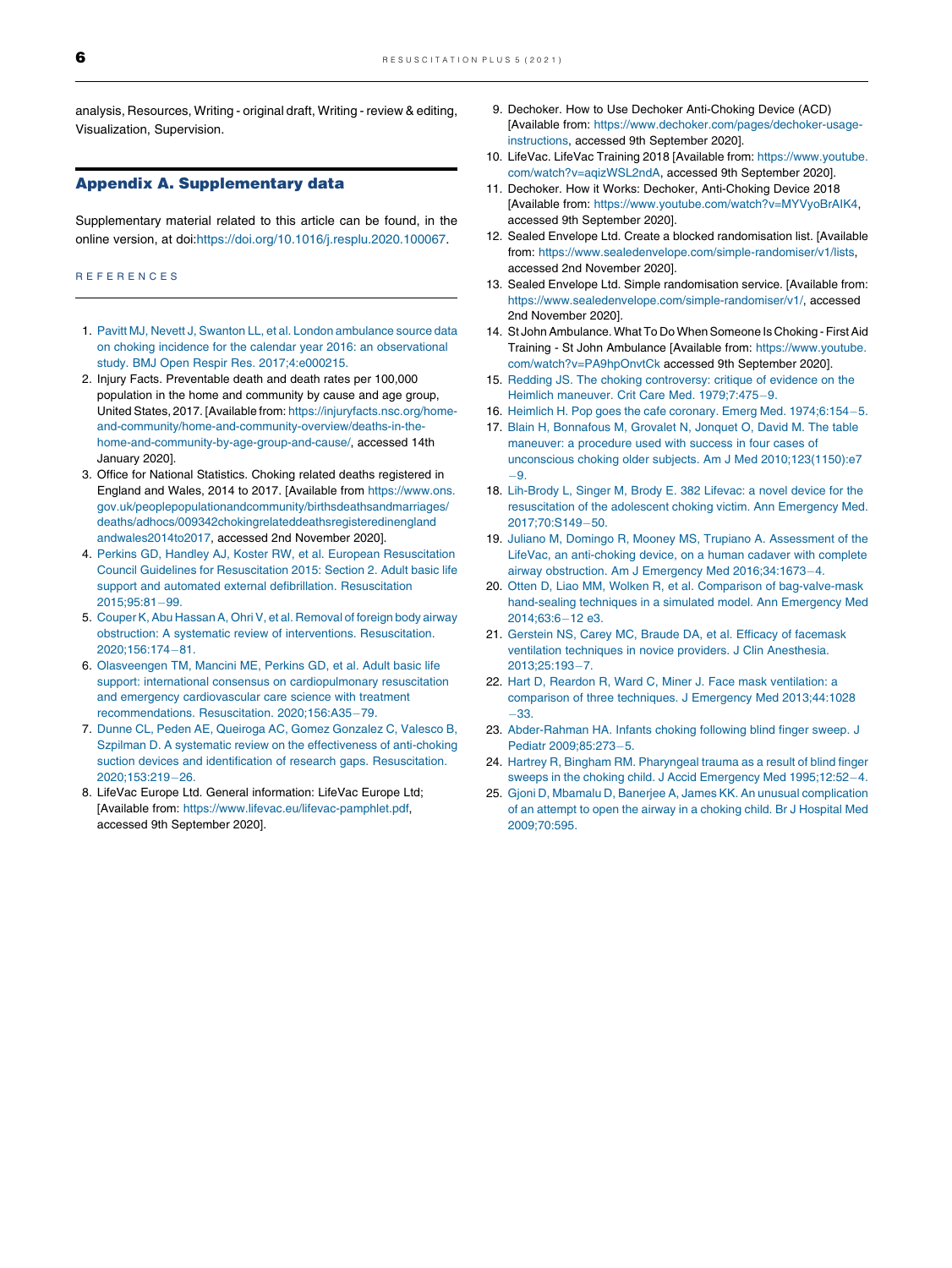analysis, Resources, Writing - original draft, Writing - review & editing, Visualization, Supervision.

## Appendix A. Supplementary data

Supplementary material related to this article can be found, in the online version, at doi:https://doi.org/10.1016/j.resplu.2020.100067.

## REFERENCES

1. Pavitt MJ, Nevett J, Swanton LL, et al. London ambulance source data on choking incidence for the calendar year 2016: an observational study. BMJ Open Respir Res. 2017;4:e000215.
2. Injury Facts. Preventable death and death rates per 100,000 population in the home and community by cause and age group, United States, 2017. [Available from: https://injuryfacts.nsc.org/home-and-community/home-and-community-overview/deaths-in-the-home-and-community-by-age-group-and-cause/, accessed 14th January 2020].
3. Office for National Statistics. Choking related deaths registered in England and Wales, 2014 to 2017. [Available from https://www.ons.gov.uk/peoplepopulationandcommunity/birthsdeathsandmarriages/deaths/adhocs/009342chokingrelateddeathsregisteredinenglandandwales2014to2017, accessed 2nd November 2020].
4. Perkins GD, Handley AJ, Koster RW, et al. European Resuscitation Council Guidelines for Resuscitation 2015: Section 2. Adult basic life support and automated external defibrillation. Resuscitation 2015;95:81−99.
5. Couper K, Abu Hassan A, Ohri V, et al. Removal of foreign body airway obstruction: A systematic review of interventions. Resuscitation. 2020;156:174−81.
6. Olasveengen TM, Mancini ME, Perkins GD, et al. Adult basic life support: international consensus on cardiopulmonary resuscitation and emergency cardiovascular care science with treatment recommendations. Resuscitation. 2020;156:A35−79.
7. Dunne CL, Peden AE, Queiroga AC, Gomez Gonzalez C, Valesco B, Szpilman D. A systematic review on the effectiveness of anti-choking suction devices and identification of research gaps. Resuscitation. 2020;153:219−26.
8. LifeVac Europe Ltd. General information: LifeVac Europe Ltd; [Available from: https://www.lifevac.eu/lifevac-pamphlet.pdf, accessed 9th September 2020].
9. Dechoker. How to Use Dechoker Anti-Choking Device (ACD) [Available from: https://www.dechoker.com/pages/dechoker-usage-instructions, accessed 9th September 2020].
10. LifeVac. LifeVac Training 2018 [Available from: https://www.youtube.com/watch?v=aqizWSL2ndA, accessed 9th September 2020].
11. Dechoker. How it Works: Dechoker, Anti-Choking Device 2018 [Available from: https://www.youtube.com/watch?v=MYVyoBrAIK4, accessed 9th September 2020].
12. Sealed Envelope Ltd. Create a blocked randomisation list. [Available from: https://www.sealedenvelope.com/simple-randomiser/v1/lists, accessed 2nd November 2020].
13. Sealed Envelope Ltd. Simple randomisation service. [Available from: https://www.sealedenvelope.com/simple-randomiser/v1/, accessed 2nd November 2020].
14. St John Ambulance. What To Do When Someone Is Choking - First Aid Training - St John Ambulance [Available from: https://www.youtube.com/watch?v=PA9hpOnvtCk accessed 9th September 2020].
15. Redding JS. The choking controversy: critique of evidence on the Heimlich maneuver. Crit Care Med. 1979;7:475−9.
16. Heimlich H. Pop goes the cafe coronary. Emerg Med. 1974;6:154−5.
17. Blain H, Bonnafous M, Grovalet N, Jonquet O, David M. The table maneuver: a procedure used with success in four cases of unconscious choking older subjects. Am J Med 2010;123(1150):e7−9.
18. Lih-Brody L, Singer M, Brody E. 382 Lifevac: a novel device for the resuscitation of the adolescent choking victim. Ann Emergency Med. 2017;70:S149−50.
19. Juliano M, Domingo R, Mooney MS, Trupiano A. Assessment of the LifeVac, an anti-choking device, on a human cadaver with complete airway obstruction. Am J Emergency Med 2016;34:1673−4.
20. Otten D, Liao MM, Wolken R, et al. Comparison of bag-valve-mask hand-sealing techniques in a simulated model. Ann Emergency Med 2014;63:6−12 e3.
21. Gerstein NS, Carey MC, Braude DA, et al. Efficacy of facemask ventilation techniques in novice providers. J Clin Anesthesia. 2013;25:193−7.
22. Hart D, Reardon R, Ward C, Miner J. Face mask ventilation: a comparison of three techniques. J Emergency Med 2013;44:1028−33.
23. Abder-Rahman HA. Infants choking following blind finger sweep. J Pediatr 2009;85:273−5.
24. Hartrey R, Bingham RM. Pharyngeal trauma as a result of blind finger sweeps in the choking child. J Accid Emergency Med 1995;12:52−4.
25. Gjoni D, Mbamalu D, Banerjee A, James KK. An unusual complication of an attempt to open the airway in a choking child. Br J Hospital Med 2009;70:595.